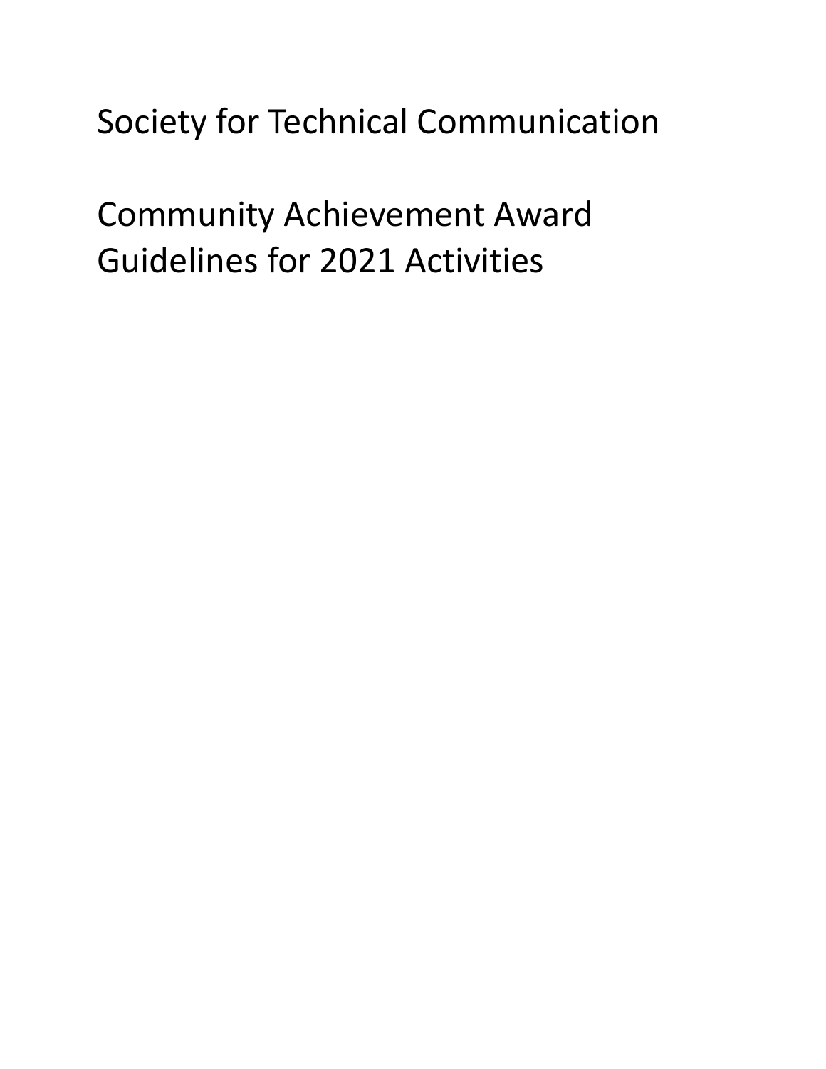# Society for Technical Communication

# Community Achievement Award Guidelines for 2021 Activities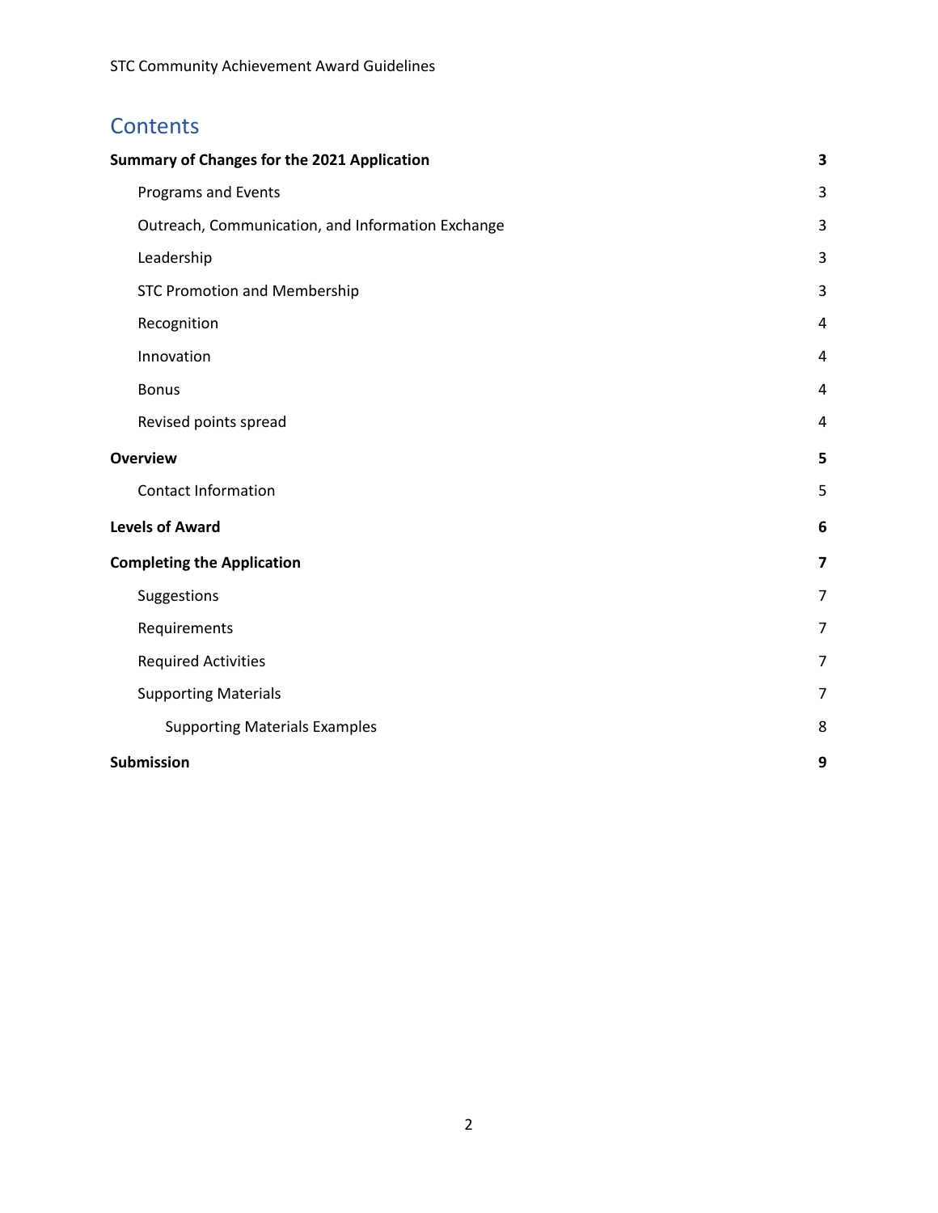# Contents

| | |
|---|---|
| **Summary of Changes for the 2021 Application** | **3** |
| Programs and Events | 3 |
| Outreach, Communication, and Information Exchange | 3 |
| Leadership | 3 |
| STC Promotion and Membership | 3 |
| Recognition | 4 |
| Innovation | 4 |
| Bonus | 4 |
| Revised points spread | 4 |
| **Overview** | **5** |
| Contact Information | 5 |
| **Levels of Award** | **6** |
| **Completing the Application** | **7** |
| Suggestions | 7 |
| Requirements | 7 |
| Required Activities | 7 |
| Supporting Materials | 7 |
| Supporting Materials Examples | 8 |
| **Submission** | **9** |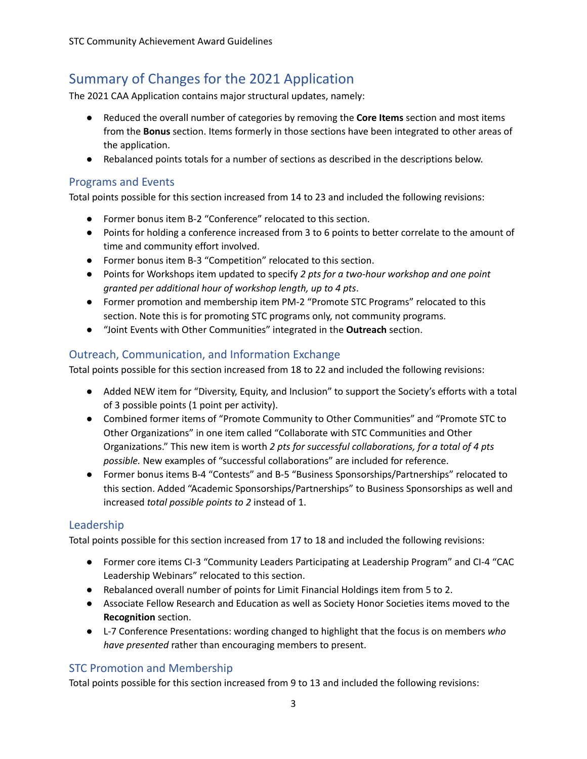## Summary of Changes for the 2021 Application

The 2021 CAA Application contains major structural updates, namely:

- Reduced the overall number of categories by removing the **Core Items** section and most items from the **Bonus** section. Items formerly in those sections have been integrated to other areas of the application.
- Rebalanced points totals for a number of sections as described in the descriptions below.

### Programs and Events

Total points possible for this section increased from 14 to 23 and included the following revisions:

- Former bonus item B-2 "Conference" relocated to this section.
- Points for holding a conference increased from 3 to 6 points to better correlate to the amount of time and community effort involved.
- Former bonus item B-3 "Competition" relocated to this section.
- Points for Workshops item updated to specify *2 pts for a two-hour workshop and one point granted per additional hour of workshop length, up to 4 pts*.
- Former promotion and membership item PM-2 "Promote STC Programs" relocated to this section. Note this is for promoting STC programs only, not community programs.
- "Joint Events with Other Communities" integrated in the **Outreach** section.

### Outreach, Communication, and Information Exchange

Total points possible for this section increased from 18 to 22 and included the following revisions:

- Added NEW item for "Diversity, Equity, and Inclusion" to support the Society's efforts with a total of 3 possible points (1 point per activity).
- Combined former items of "Promote Community to Other Communities" and "Promote STC to Other Organizations" in one item called "Collaborate with STC Communities and Other Organizations." This new item is worth *2 pts for successful collaborations, for a total of 4 pts possible*. New examples of "successful collaborations" are included for reference.
- Former bonus items B-4 "Contests" and B-5 "Business Sponsorships/Partnerships" relocated to this section. Added "Academic Sponsorships/Partnerships" to Business Sponsorships as well and increased *total possible points to 2* instead of 1.

### Leadership

Total points possible for this section increased from 17 to 18 and included the following revisions:

- Former core items CI-3 "Community Leaders Participating at Leadership Program" and CI-4 "CAC Leadership Webinars" relocated to this section.
- Rebalanced overall number of points for Limit Financial Holdings item from 5 to 2.
- Associate Fellow Research and Education as well as Society Honor Societies items moved to the **Recognition** section.
- L-7 Conference Presentations: wording changed to highlight that the focus is on members *who have presented* rather than encouraging members to present.

### STC Promotion and Membership

Total points possible for this section increased from 9 to 13 and included the following revisions: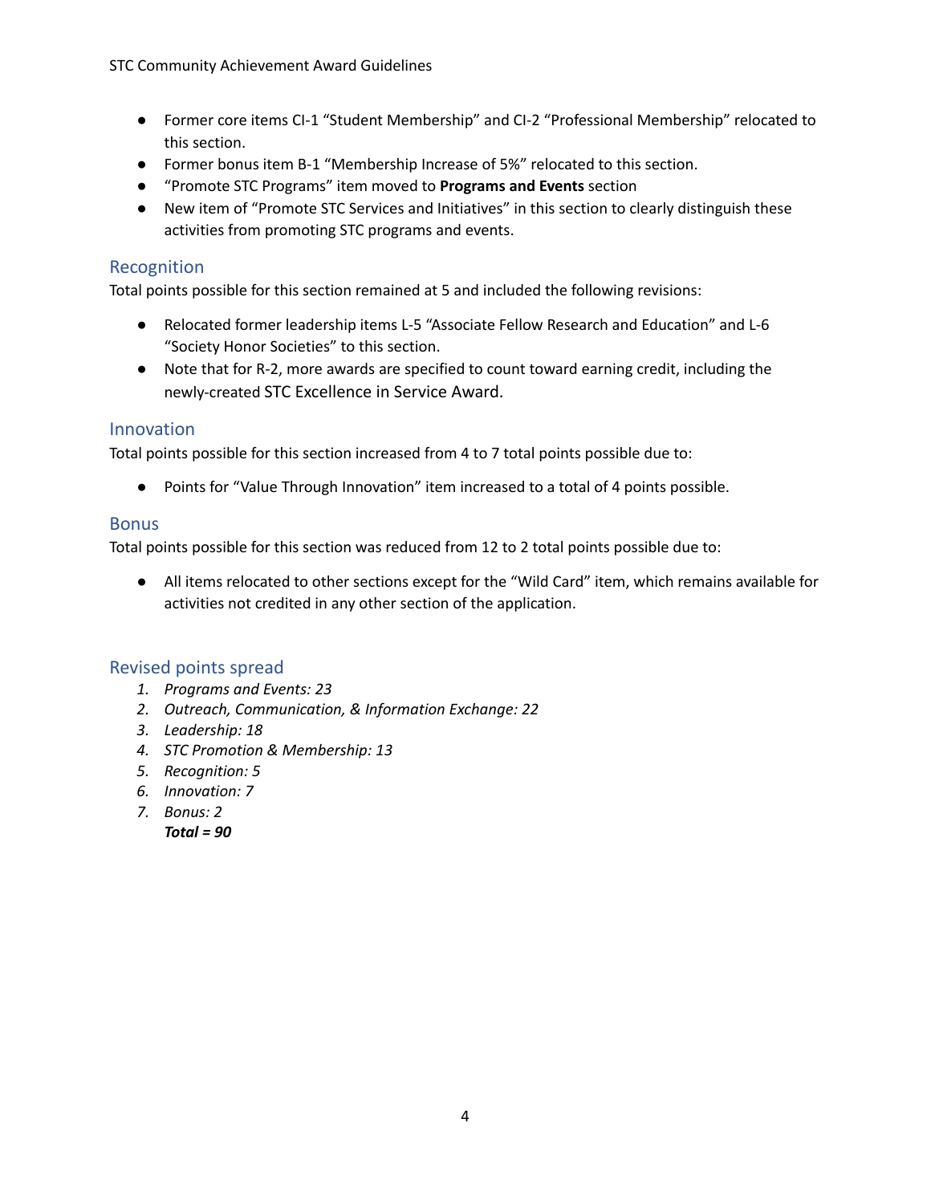- Former core items CI-1 “Student Membership” and CI-2 “Professional Membership” relocated to this section.
- Former bonus item B-1 “Membership Increase of 5%” relocated to this section.
- “Promote STC Programs” item moved to **Programs and Events** section
- New item of “Promote STC Services and Initiatives” in this section to clearly distinguish these activities from promoting STC programs and events.

## Recognition

Total points possible for this section remained at 5 and included the following revisions:

- Relocated former leadership items L-5 “Associate Fellow Research and Education” and L-6 “Society Honor Societies” to this section.
- Note that for R-2, more awards are specified to count toward earning credit, including the newly-created STC Excellence in Service Award.

## Innovation

Total points possible for this section increased from 4 to 7 total points possible due to:

- Points for “Value Through Innovation” item increased to a total of 4 points possible.

## Bonus

Total points possible for this section was reduced from 12 to 2 total points possible due to:

- All items relocated to other sections except for the “Wild Card” item, which remains available for activities not credited in any other section of the application.

## Revised points spread

1. *Programs and Events: 23*
2. *Outreach, Communication, & Information Exchange: 22*
3. *Leadership: 18*
4. *STC Promotion & Membership: 13*
5. *Recognition: 5*
6. *Innovation: 7*
7. *Bonus: 2*

***Total = 90***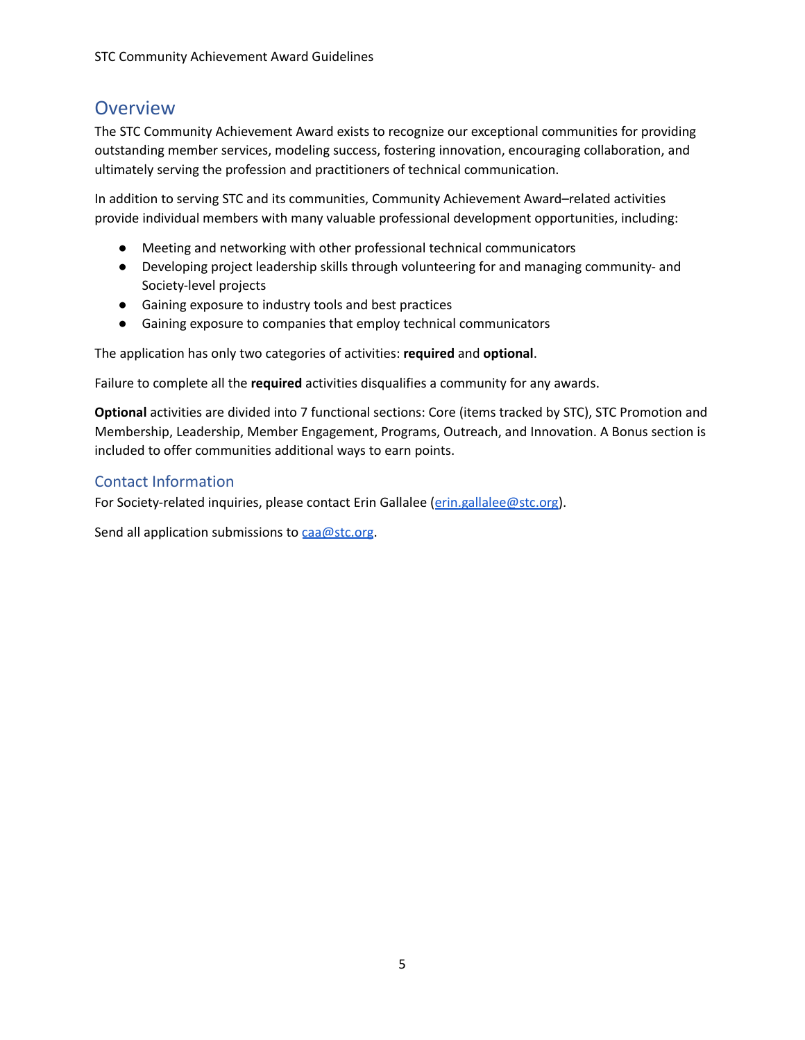## Overview

The STC Community Achievement Award exists to recognize our exceptional communities for providing outstanding member services, modeling success, fostering innovation, encouraging collaboration, and ultimately serving the profession and practitioners of technical communication.

In addition to serving STC and its communities, Community Achievement Award–related activities provide individual members with many valuable professional development opportunities, including:

- Meeting and networking with other professional technical communicators
- Developing project leadership skills through volunteering for and managing community- and Society-level projects
- Gaining exposure to industry tools and best practices
- Gaining exposure to companies that employ technical communicators

The application has only two categories of activities: **required** and **optional**.

Failure to complete all the **required** activities disqualifies a community for any awards.

**Optional** activities are divided into 7 functional sections: Core (items tracked by STC), STC Promotion and Membership, Leadership, Member Engagement, Programs, Outreach, and Innovation. A Bonus section is included to offer communities additional ways to earn points.

### Contact Information

For Society-related inquiries, please contact Erin Gallalee (erin.gallalee@stc.org).

Send all application submissions to caa@stc.org.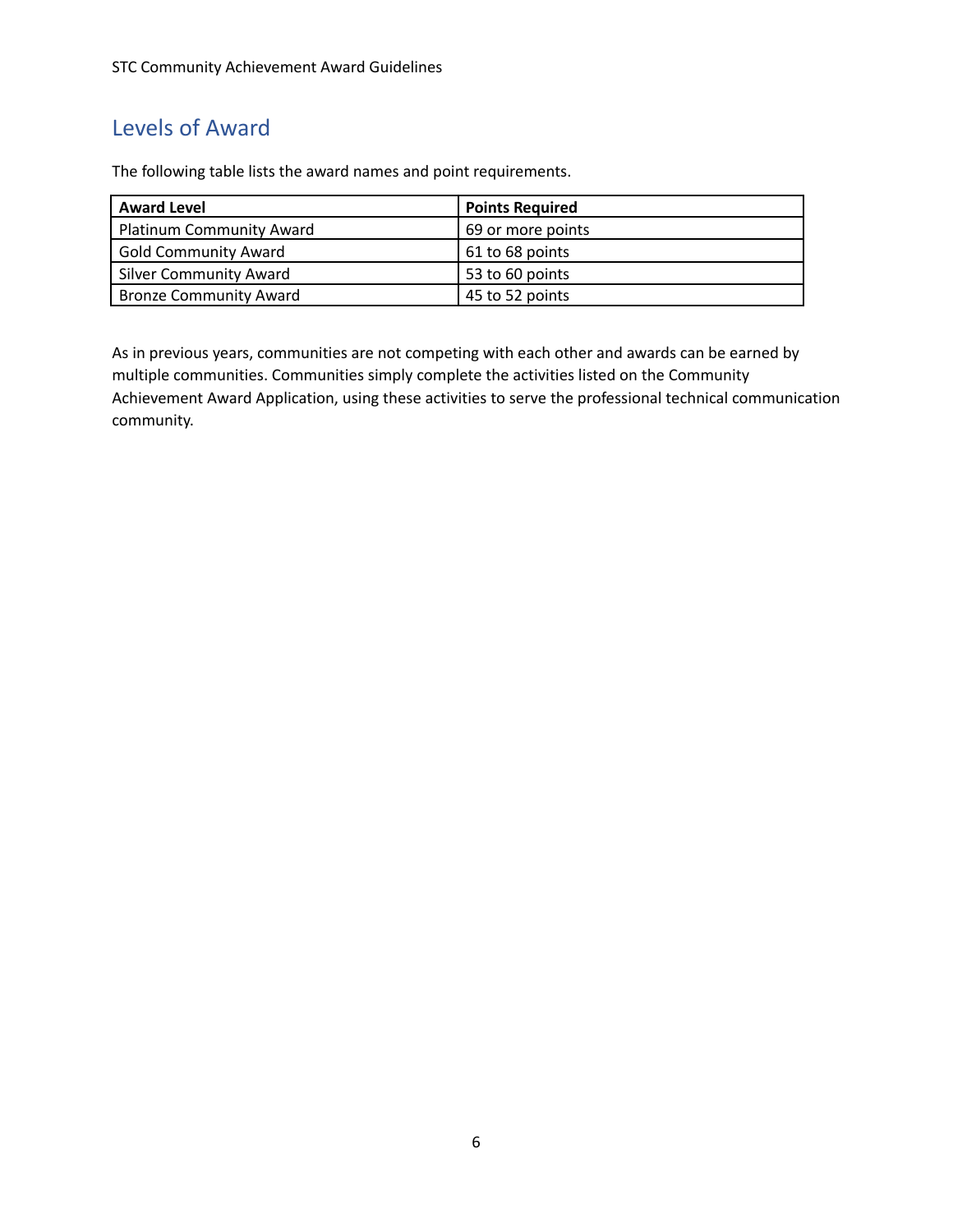## Levels of Award

The following table lists the award names and point requirements.

| Award Level | Points Required |
|---|---|
| Platinum Community Award | 69 or more points |
| Gold Community Award | 61 to 68 points |
| Silver Community Award | 53 to 60 points |
| Bronze Community Award | 45 to 52 points |

As in previous years, communities are not competing with each other and awards can be earned by multiple communities. Communities simply complete the activities listed on the Community Achievement Award Application, using these activities to serve the professional technical communication community.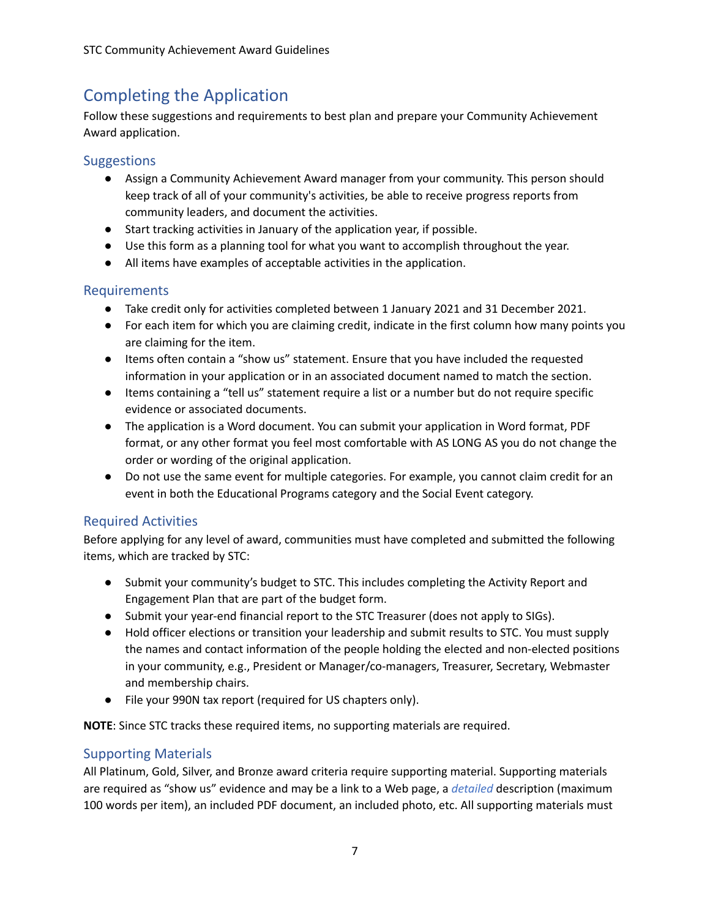## Completing the Application

Follow these suggestions and requirements to best plan and prepare your Community Achievement Award application.

### Suggestions

- Assign a Community Achievement Award manager from your community. This person should keep track of all of your community's activities, be able to receive progress reports from community leaders, and document the activities.
- Start tracking activities in January of the application year, if possible.
- Use this form as a planning tool for what you want to accomplish throughout the year.
- All items have examples of acceptable activities in the application.

### Requirements

- Take credit only for activities completed between 1 January 2021 and 31 December 2021.
- For each item for which you are claiming credit, indicate in the first column how many points you are claiming for the item.
- Items often contain a "show us" statement. Ensure that you have included the requested information in your application or in an associated document named to match the section.
- Items containing a "tell us" statement require a list or a number but do not require specific evidence or associated documents.
- The application is a Word document. You can submit your application in Word format, PDF format, or any other format you feel most comfortable with AS LONG AS you do not change the order or wording of the original application.
- Do not use the same event for multiple categories. For example, you cannot claim credit for an event in both the Educational Programs category and the Social Event category.

### Required Activities

Before applying for any level of award, communities must have completed and submitted the following items, which are tracked by STC:

- Submit your community's budget to STC. This includes completing the Activity Report and Engagement Plan that are part of the budget form.
- Submit your year-end financial report to the STC Treasurer (does not apply to SIGs).
- Hold officer elections or transition your leadership and submit results to STC. You must supply the names and contact information of the people holding the elected and non-elected positions in your community, e.g., President or Manager/co-managers, Treasurer, Secretary, Webmaster and membership chairs.
- File your 990N tax report (required for US chapters only).

**NOTE**: Since STC tracks these required items, no supporting materials are required.

### Supporting Materials

All Platinum, Gold, Silver, and Bronze award criteria require supporting material. Supporting materials are required as "show us" evidence and may be a link to a Web page, a *detailed* description (maximum 100 words per item), an included PDF document, an included photo, etc. All supporting materials must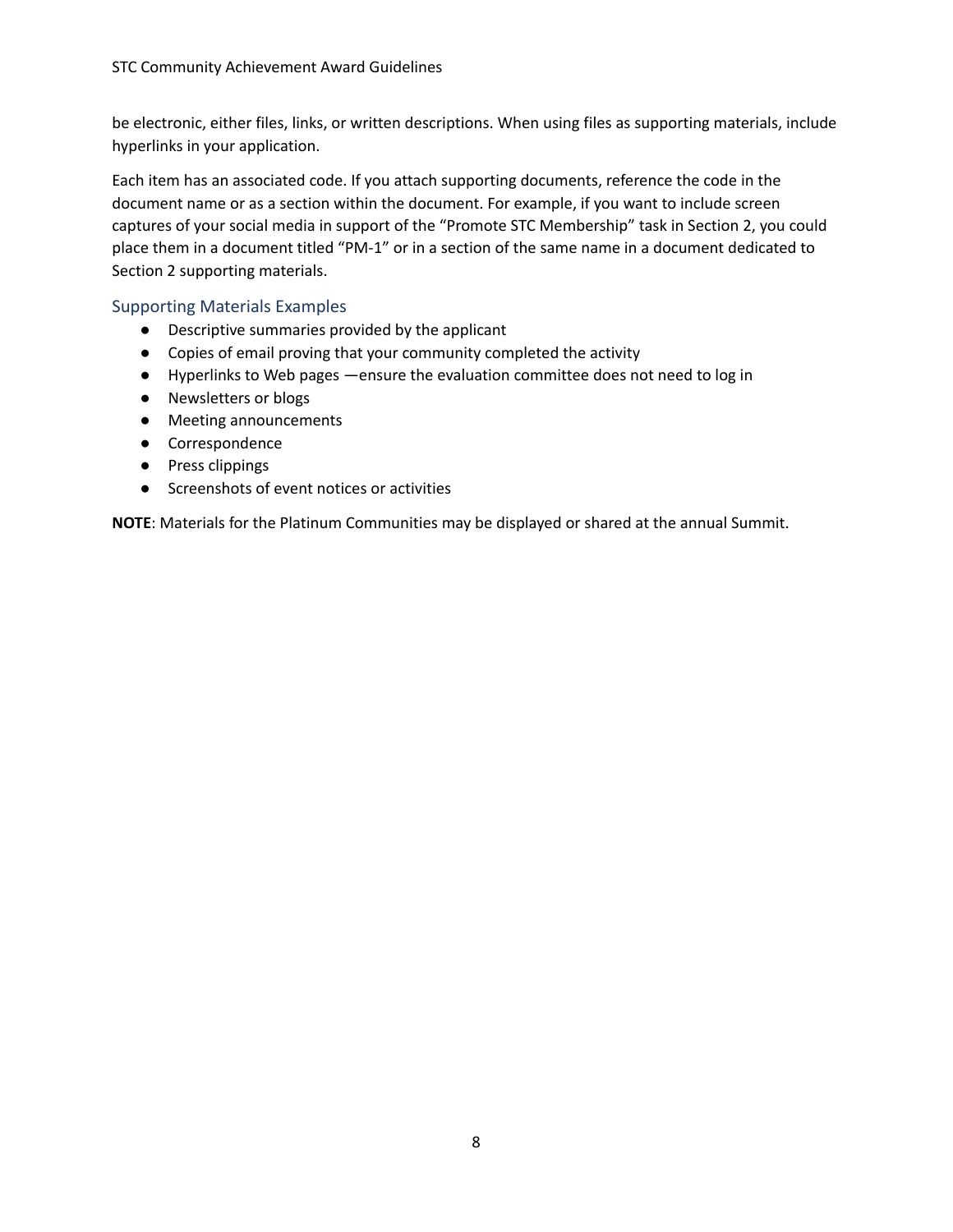be electronic, either files, links, or written descriptions. When using files as supporting materials, include hyperlinks in your application.

Each item has an associated code. If you attach supporting documents, reference the code in the document name or as a section within the document. For example, if you want to include screen captures of your social media in support of the "Promote STC Membership" task in Section 2, you could place them in a document titled "PM-1" or in a section of the same name in a document dedicated to Section 2 supporting materials.

### Supporting Materials Examples

- Descriptive summaries provided by the applicant
- Copies of email proving that your community completed the activity
- Hyperlinks to Web pages —ensure the evaluation committee does not need to log in
- Newsletters or blogs
- Meeting announcements
- Correspondence
- Press clippings
- Screenshots of event notices or activities

**NOTE**: Materials for the Platinum Communities may be displayed or shared at the annual Summit.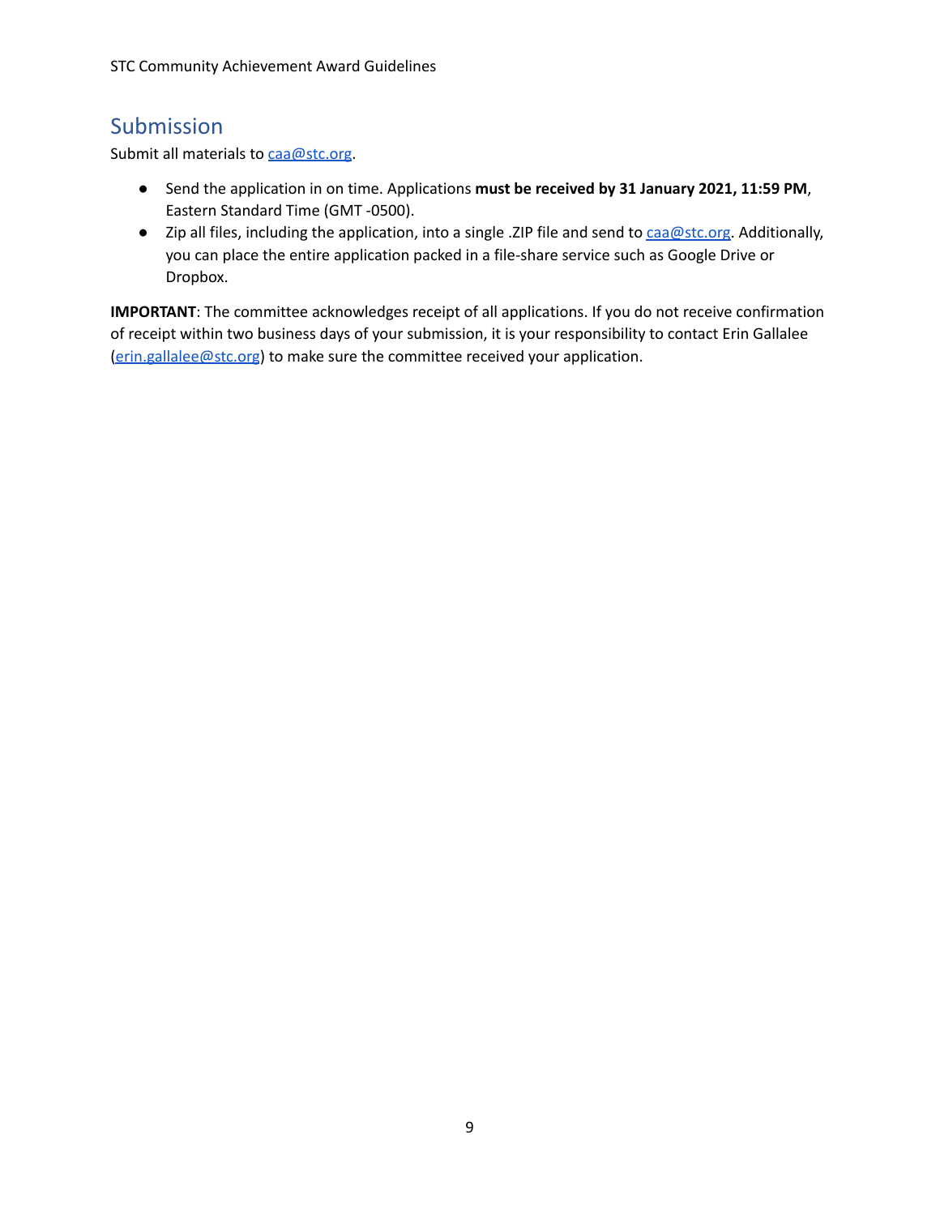## Submission

Submit all materials to caa@stc.org.

- Send the application in on time. Applications **must be received by 31 January 2021, 11:59 PM**, Eastern Standard Time (GMT -0500).
- Zip all files, including the application, into a single .ZIP file and send to caa@stc.org. Additionally, you can place the entire application packed in a file-share service such as Google Drive or Dropbox.

**IMPORTANT**: The committee acknowledges receipt of all applications. If you do not receive confirmation of receipt within two business days of your submission, it is your responsibility to contact Erin Gallalee (erin.gallalee@stc.org) to make sure the committee received your application.